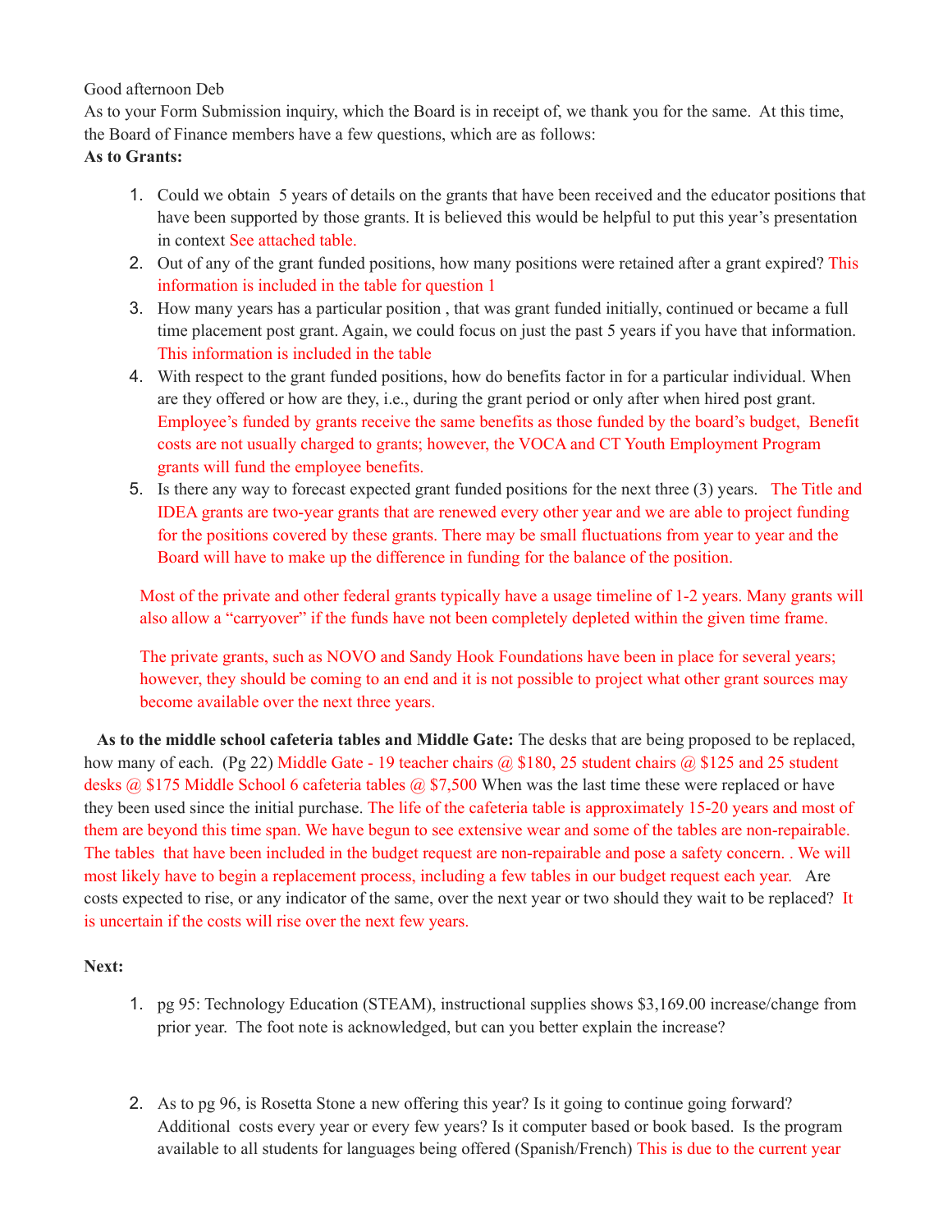Good afternoon Deb

As to your Form Submission inquiry, which the Board is in receipt of, we thank you for the same. At this time, the Board of Finance members have a few questions, which are as follows:

**As to Grants:**

1. Could we obtain 5 years of details on the grants that have been received and the educator positions that have been supported by those grants. It is believed this would be helpful to put this year's presentation in context See attached table.
2. Out of any of the grant funded positions, how many positions were retained after a grant expired? This information is included in the table for question 1
3. How many years has a particular position , that was grant funded initially, continued or became a full time placement post grant. Again, we could focus on just the past 5 years if you have that information. This information is included in the table
4. With respect to the grant funded positions, how do benefits factor in for a particular individual. When are they offered or how are they, i.e., during the grant period or only after when hired post grant. Employee's funded by grants receive the same benefits as those funded by the board's budget, Benefit costs are not usually charged to grants; however, the VOCA and CT Youth Employment Program grants will fund the employee benefits.
5. Is there any way to forecast expected grant funded positions for the next three (3) years. The Title and IDEA grants are two-year grants that are renewed every other year and we are able to project funding for the positions covered by these grants. There may be small fluctuations from year to year and the Board will have to make up the difference in funding for the balance of the position.

   Most of the private and other federal grants typically have a usage timeline of 1-2 years. Many grants will also allow a "carryover" if the funds have not been completely depleted within the given time frame.

   The private grants, such as NOVO and Sandy Hook Foundations have been in place for several years; however, they should be coming to an end and it is not possible to project what other grant sources may become available over the next three years.

**As to the middle school cafeteria tables and Middle Gate:** The desks that are being proposed to be replaced, how many of each. (Pg 22) Middle Gate - 19 teacher chairs @ $180, 25 student chairs @ $125 and 25 student desks @ $175 Middle School 6 cafeteria tables @ $7,500 When was the last time these were replaced or have they been used since the initial purchase. The life of the cafeteria table is approximately 15-20 years and most of them are beyond this time span. We have begun to see extensive wear and some of the tables are non-repairable. The tables that have been included in the budget request are non-repairable and pose a safety concern. . We will most likely have to begin a replacement process, including a few tables in our budget request each year. Are costs expected to rise, or any indicator of the same, over the next year or two should they wait to be replaced? It is uncertain if the costs will rise over the next few years.

**Next:**

1. pg 95: Technology Education (STEAM), instructional supplies shows $3,169.00 increase/change from prior year. The foot note is acknowledged, but can you better explain the increase?

2. As to pg 96, is Rosetta Stone a new offering this year? Is it going to continue going forward? Additional costs every year or every few years? Is it computer based or book based. Is the program available to all students for languages being offered (Spanish/French) This is due to the current year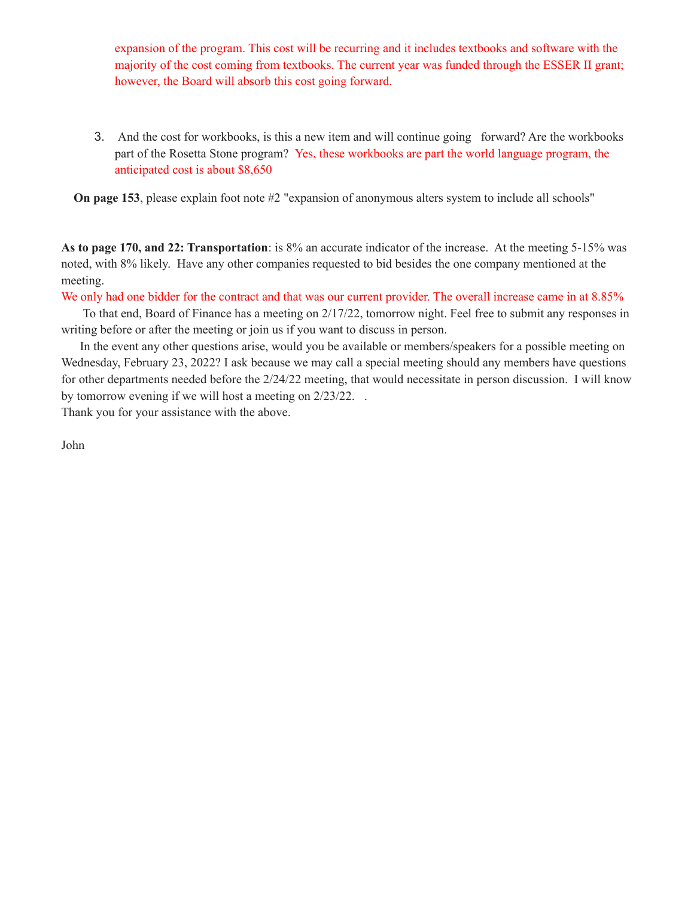expansion of the program. This cost will be recurring and it includes textbooks and software with the majority of the cost coming from textbooks. The current year was funded through the ESSER II grant; however, the Board will absorb this cost going forward.

3. And the cost for workbooks, is this a new item and will continue going forward? Are the workbooks part of the Rosetta Stone program? Yes, these workbooks are part the world language program, the anticipated cost is about $8,650

**On page 153**, please explain foot note #2 "expansion of anonymous alters system to include all schools"

**As to page 170, and 22: Transportation**: is 8% an accurate indicator of the increase. At the meeting 5-15% was noted, with 8% likely. Have any other companies requested to bid besides the one company mentioned at the meeting.

We only had one bidder for the contract and that was our current provider. The overall increase came in at 8.85%

To that end, Board of Finance has a meeting on 2/17/22, tomorrow night. Feel free to submit any responses in writing before or after the meeting or join us if you want to discuss in person.

In the event any other questions arise, would you be available or members/speakers for a possible meeting on Wednesday, February 23, 2022? I ask because we may call a special meeting should any members have questions for other departments needed before the 2/24/22 meeting, that would necessitate in person discussion. I will know by tomorrow evening if we will host a meeting on 2/23/22. .

Thank you for your assistance with the above.

John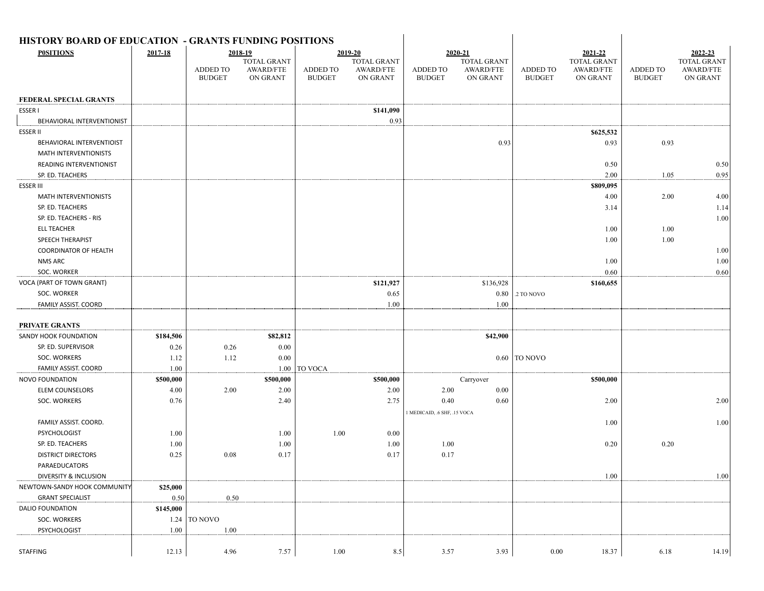# HISTORY BOARD OF EDUCATION - GRANTS FUNDING POSITIONS

| P0SITIONS | 2017-18 | 2018-19 | | 2019-20 | | 2020-21 | | 2021-22 | | 2022-23 | |
|---|---|---|---|---|---|---|---|---|---|---|---|
| | | ADDED TO BUDGET | TOTAL GRANT AWARD/FTE ON GRANT | ADDED TO BUDGET | TOTAL GRANT AWARD/FTE ON GRANT | ADDED TO BUDGET | TOTAL GRANT AWARD/FTE ON GRANT | ADDED TO BUDGET | TOTAL GRANT AWARD/FTE ON GRANT | ADDED TO BUDGET | TOTAL GRANT AWARD/FTE ON GRANT |
| **FEDERAL SPECIAL GRANTS** | | | | | | | | | | | |
| ESSER I | | | | | **$141,090** | | | | | | |
| BEHAVIORAL INTERVENTIONIST | | | | | 0.93 | | | | | | |
| ESSER II | | | | | | | | | **$625,532** | | |
| BEHAVIORAL INTERVENTIOIST | | | | | | | 0.93 | | 0.93 | 0.93 | |
| MATH INTERVENTIONISTS | | | | | | | | | | | |
| READING INTERVENTIONIST | | | | | | | | | 0.50 | | 0.50 |
| SP. ED. TEACHERS | | | | | | | | | 2.00 | 1.05 | 0.95 |
| ESSER III | | | | | | | | | **$809,095** | | |
| MATH INTERVENTIONISTS | | | | | | | | | 4.00 | 2.00 | 4.00 |
| SP. ED. TEACHERS | | | | | | | | | 3.14 | | 1.14 |
| SP. ED. TEACHERS - RIS | | | | | | | | | | | 1.00 |
| ELL TEACHER | | | | | | | | | 1.00 | 1.00 | |
| SPEECH THERAPIST | | | | | | | | | 1.00 | 1.00 | |
| COORDINATOR OF HEALTH | | | | | | | | | | | 1.00 |
| NMS ARC | | | | | | | | | 1.00 | | 1.00 |
| SOC. WORKER | | | | | | | | | 0.60 | | 0.60 |
| VOCA (PART OF TOWN GRANT) | | | | | **$121,927** | | $136,928 | | **$160,655** | | |
| SOC. WORKER | | | | | 0.65 | | 0.80 | .2 TO NOVO | | | |
| FAMILY ASSIST. COORD | | | | | 1.00 | | 1.00 | | | | |
| **PRIVATE GRANTS** | | | | | | | | | | | |
| SANDY HOOK FOUNDATION | **$184,506** | | **$82,812** | | | | **$42,900** | | | | |
| SP. ED. SUPERVISOR | 0.26 | 0.26 | 0.00 | | | | | | | | |
| SOC. WORKERS | 1.12 | 1.12 | 0.00 | | | | 0.60 | TO NOVO | | | |
| FAMILY ASSIST. COORD | 1.00 | | 1.00 | TO VOCA | | | | | | | |
| NOVO FOUNDATION | **$500,000** | | **$500,000** | | **$500,000** | | Carryover | | **$500,000** | | |
| ELEM COUNSELORS | 4.00 | 2.00 | 2.00 | | 2.00 | 2.00 | 0.00 | | | | |
| SOC. WORKERS | 0.76 | | 2.40 | | 2.75 | 0.40 | 0.60 | | 2.00 | | 2.00 |
| | | | | | | 1 MEDICAID, .6 SHF, .15 VOCA | | | | | |
| FAMILY ASSIST. COORD. | | | | | | | | | 1.00 | | 1.00 |
| PSYCHOLOGIST | 1.00 | | 1.00 | 1.00 | 0.00 | | | | | | |
| SP. ED. TEACHERS | 1.00 | | 1.00 | | 1.00 | 1.00 | | | 0.20 | 0.20 | |
| DISTRICT DIRECTORS | 0.25 | 0.08 | 0.17 | | 0.17 | 0.17 | | | | | |
| PARAEDUCATORS | | | | | | | | | | | |
| DIVERSITY & INCLUSION | | | | | | | | | 1.00 | | 1.00 |
| NEWTOWN-SANDY HOOK COMMUNITY | **$25,000** | | | | | | | | | | |
| GRANT SPECIALIST | 0.50 | 0.50 | | | | | | | | | |
| DALIO FOUNDATION | **$145,000** | | | | | | | | | | |
| SOC. WORKERS | 1.24 | TO NOVO | | | | | | | | | |
| PSYCHOLOGIST | 1.00 | 1.00 | | | | | | | | | |
| STAFFING | 12.13 | 4.96 | 7.57 | 1.00 | 8.5 | 3.57 | 3.93 | 0.00 | 18.37 | 6.18 | 14.19 |